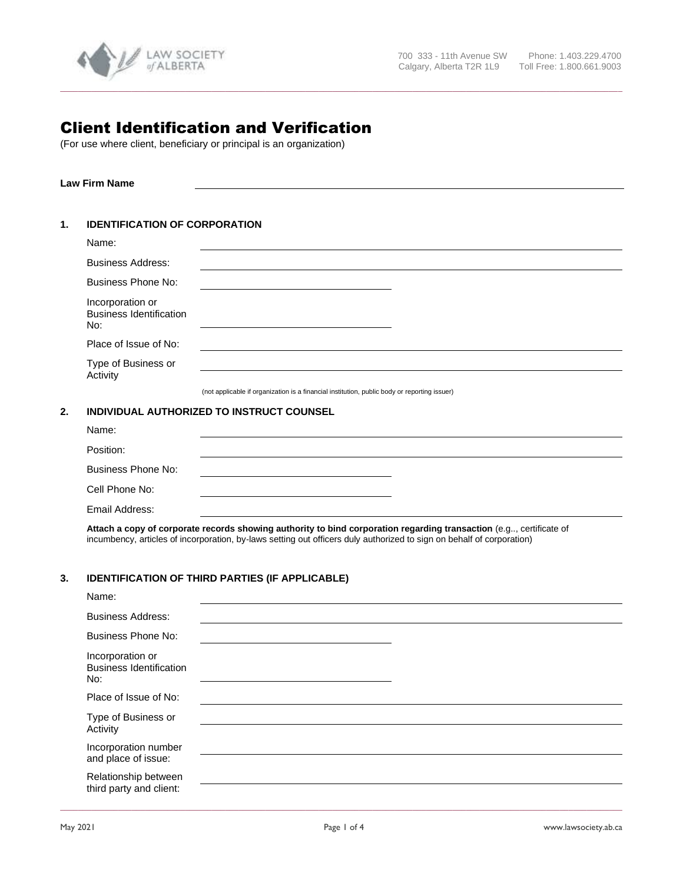LAW SOCIETY of ALBERTA

700 333 - 11th Avenue SW
Calgary, Alberta T2R 1L9

Phone: 1.403.229.4700
Toll Free: 1.800.661.9003

# Client Identification and Verification

(For use where client, beneficiary or principal is an organization)

**Law Firm Name** ______________________________

## 1. IDENTIFICATION OF CORPORATION

Name: ______________________________

Business Address: ______________________________

Business Phone No: ______________________________

Incorporation or Business Identification No: ______________________________

Place of Issue of No: ______________________________

Type of Business or Activity ______________________________

(not applicable if organization is a financial institution, public body or reporting issuer)

## 2. INDIVIDUAL AUTHORIZED TO INSTRUCT COUNSEL

Name: ______________________________

Position: ______________________________

Business Phone No: ______________________________

Cell Phone No: ______________________________

Email Address: ______________________________

**Attach a copy of corporate records showing authority to bind corporation regarding transaction** (e.g.., certificate of incumbency, articles of incorporation, by-laws setting out officers duly authorized to sign on behalf of corporation)

## 3. IDENTIFICATION OF THIRD PARTIES (IF APPLICABLE)

Name: ______________________________

Business Address: ______________________________

Business Phone No: ______________________________

Incorporation or Business Identification No: ______________________________

Place of Issue of No: ______________________________

Type of Business or Activity ______________________________

Incorporation number and place of issue: ______________________________

Relationship between third party and client: ______________________________

May 2021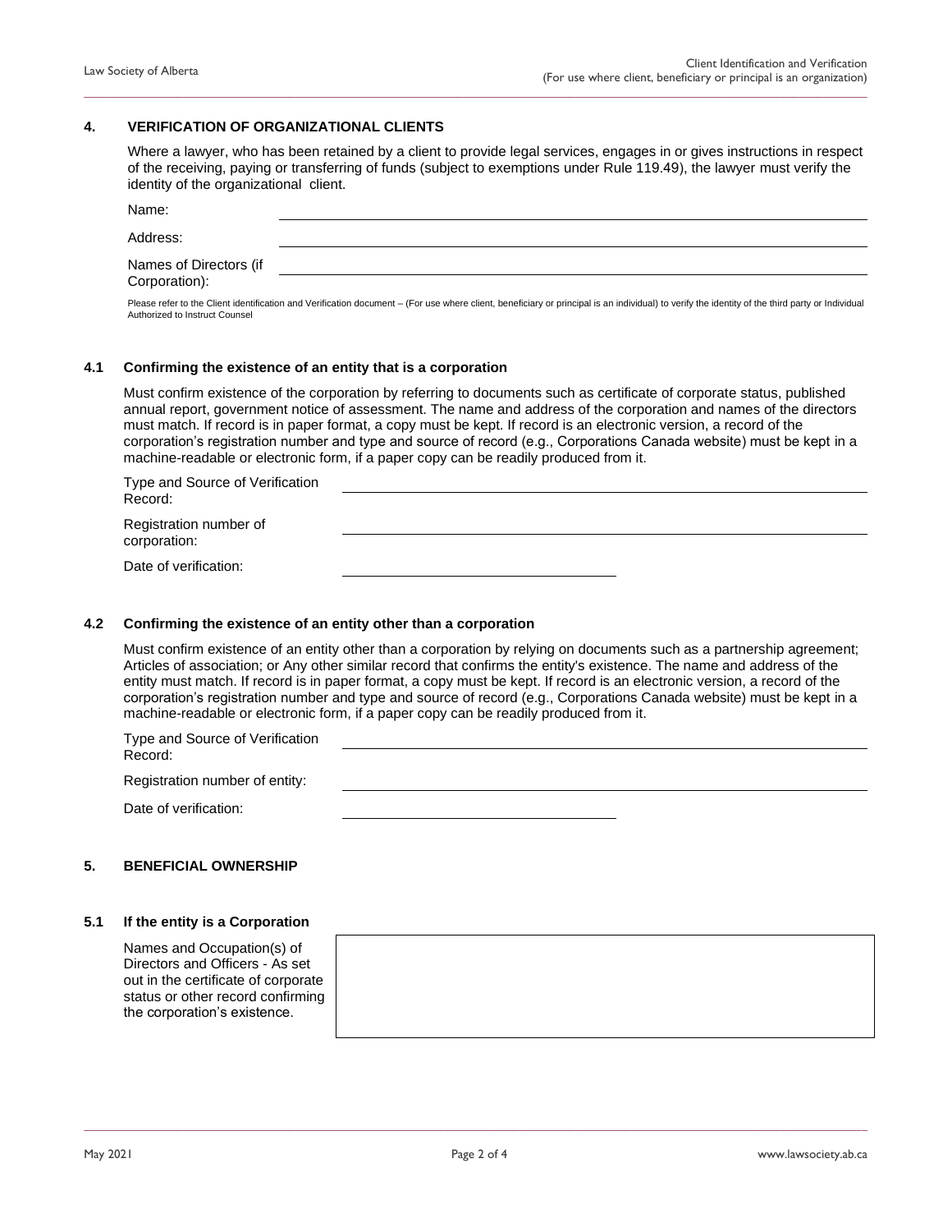## 4. VERIFICATION OF ORGANIZATIONAL CLIENTS

Where a lawyer, who has been retained by a client to provide legal services, engages in or gives instructions in respect of the receiving, paying or transferring of funds (subject to exemptions under Rule 119.49), the lawyer must verify the identity of the organizational client.

Name: ______________________________

Address: ______________________________

Names of Directors (if Corporation): ______________________________

Please refer to the Client identification and Verification document – (For use where client, beneficiary or principal is an individual) to verify the identity of the third party or Individual Authorized to Instruct Counsel

### 4.1 Confirming the existence of an entity that is a corporation

Must confirm existence of the corporation by referring to documents such as certificate of corporate status, published annual report, government notice of assessment. The name and address of the corporation and names of the directors must match. If record is in paper format, a copy must be kept. If record is an electronic version, a record of the corporation's registration number and type and source of record (e.g., Corporations Canada website) must be kept in a machine-readable or electronic form, if a paper copy can be readily produced from it.

Type and Source of Verification Record: ______________________________

Registration number of corporation: ______________________________

Date of verification: ____________________

### 4.2 Confirming the existence of an entity other than a corporation

Must confirm existence of an entity other than a corporation by relying on documents such as a partnership agreement; Articles of association; or Any other similar record that confirms the entity's existence. The name and address of the entity must match. If record is in paper format, a copy must be kept. If record is an electronic version, a record of the corporation's registration number and type and source of record (e.g., Corporations Canada website) must be kept in a machine-readable or electronic form, if a paper copy can be readily produced from it.

Type and Source of Verification Record: ______________________________

Registration number of entity: ______________________________

Date of verification: ____________________

## 5. BENEFICIAL OWNERSHIP

### 5.1 If the entity is a Corporation

| Names and Occupation(s) of Directors and Officers - As set out in the certificate of corporate status or other record confirming the corporation's existence. | |
|---|---|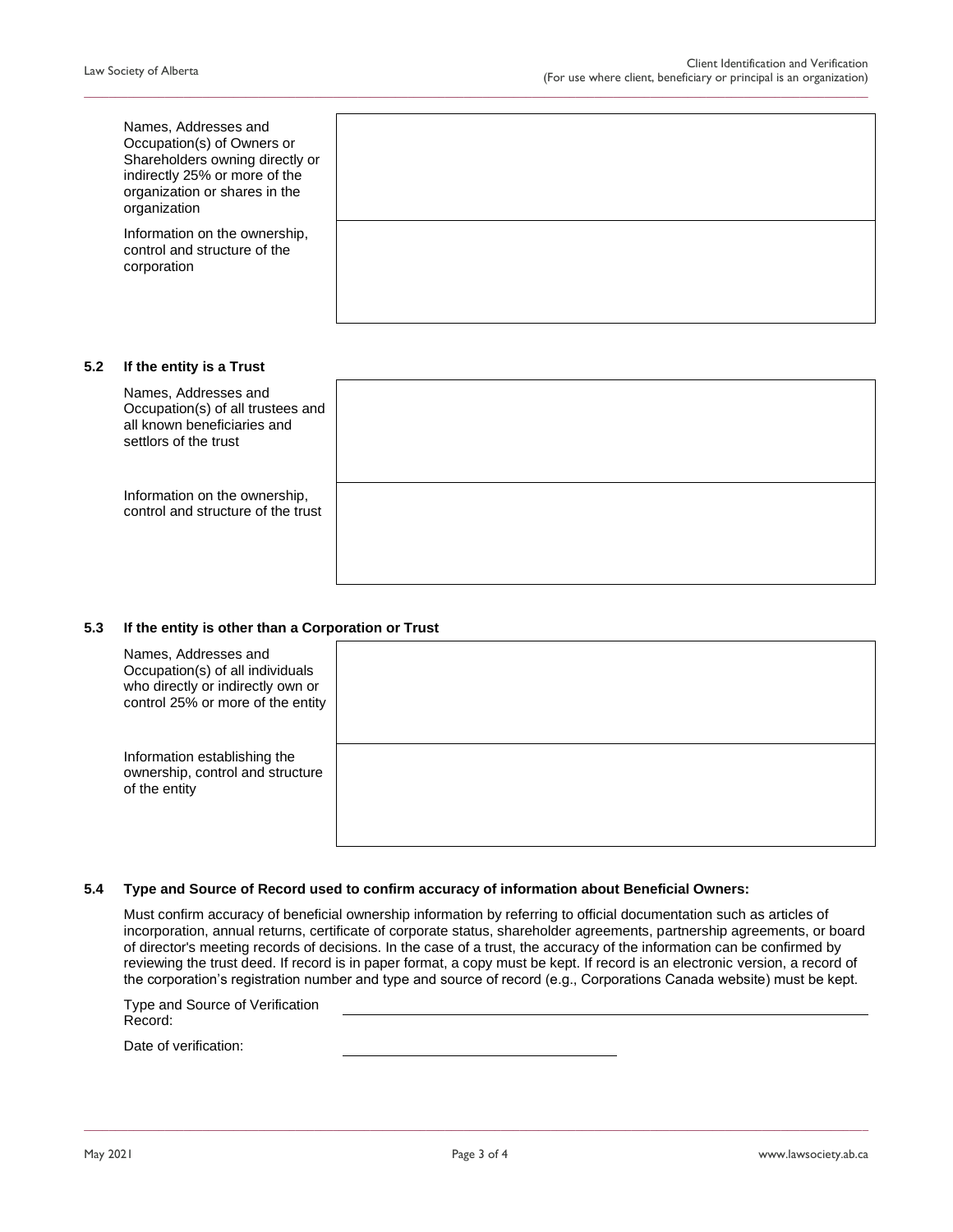| | |
|---|---|
| Names, Addresses and Occupation(s) of Owners or Shareholders owning directly or indirectly 25% or more of the organization or shares in the organization | |
| Information on the ownership, control and structure of the corporation | |

### 5.2 If the entity is a Trust

| | |
|---|---|
| Names, Addresses and Occupation(s) of all trustees and all known beneficiaries and settlors of the trust | |
| Information on the ownership, control and structure of the trust | |

### 5.3 If the entity is other than a Corporation or Trust

| | |
|---|---|
| Names, Addresses and Occupation(s) of all individuals who directly or indirectly own or control 25% or more of the entity | |
| Information establishing the ownership, control and structure of the entity | |

### 5.4 Type and Source of Record used to confirm accuracy of information about Beneficial Owners:

Must confirm accuracy of beneficial ownership information by referring to official documentation such as articles of incorporation, annual returns, certificate of corporate status, shareholder agreements, partnership agreements, or board of director's meeting records of decisions. In the case of a trust, the accuracy of the information can be confirmed by reviewing the trust deed. If record is in paper format, a copy must be kept. If record is an electronic version, a record of the corporation's registration number and type and source of record (e.g., Corporations Canada website) must be kept.

Type and Source of Verification Record: ______________________________

Date of verification: ______________________________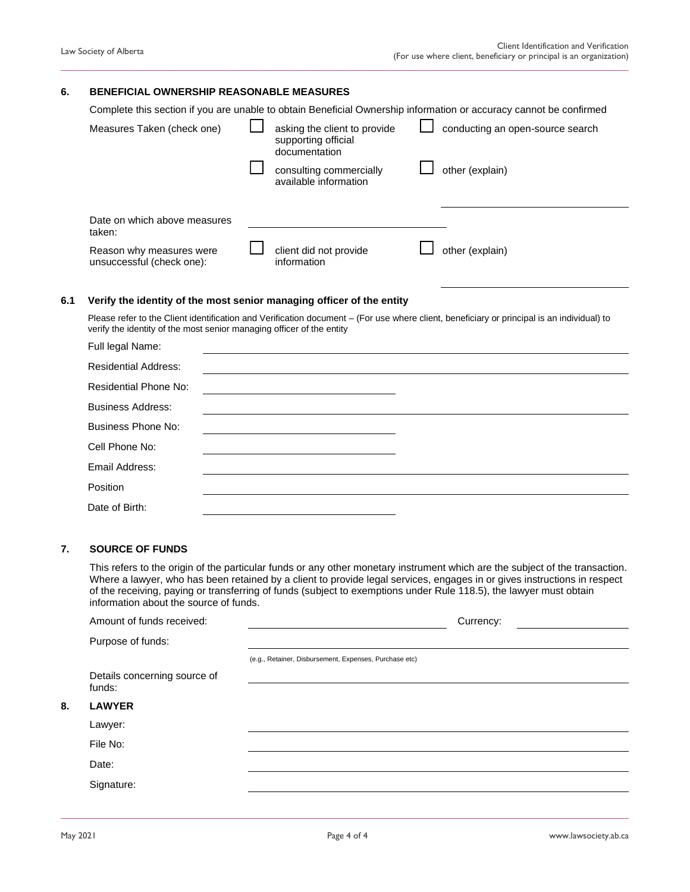## 6. BENEFICIAL OWNERSHIP REASONABLE MEASURES

Complete this section if you are unable to obtain Beneficial Ownership information or accuracy cannot be confirmed

Measures Taken (check one)

☐ asking the client to provide supporting official documentation

☐ conducting an open-source search

☐ consulting commercially available information

☐ other (explain) \_\_\_\_\_\_\_\_\_\_\_\_\_\_\_\_\_\_\_\_

Date on which above measures taken: \_\_\_\_\_\_\_\_\_\_\_\_\_\_\_\_\_\_\_\_

Reason why measures were unsuccessful (check one):

☐ client did not provide information

☐ other (explain) \_\_\_\_\_\_\_\_\_\_\_\_\_\_\_\_\_\_\_\_

## 6.1 Verify the identity of the most senior managing officer of the entity

Please refer to the Client identification and Verification document – (For use where client, beneficiary or principal is an individual) to verify the identity of the most senior managing officer of the entity

Full legal Name: \_\_\_\_\_\_\_\_\_\_\_\_\_\_\_\_\_\_\_\_

Residential Address: \_\_\_\_\_\_\_\_\_\_\_\_\_\_\_\_\_\_\_\_

Residential Phone No: \_\_\_\_\_\_\_\_\_\_\_\_\_\_\_\_\_\_\_\_

Business Address: \_\_\_\_\_\_\_\_\_\_\_\_\_\_\_\_\_\_\_\_

Business Phone No: \_\_\_\_\_\_\_\_\_\_\_\_\_\_\_\_\_\_\_\_

Cell Phone No: \_\_\_\_\_\_\_\_\_\_\_\_\_\_\_\_\_\_\_\_

Email Address: \_\_\_\_\_\_\_\_\_\_\_\_\_\_\_\_\_\_\_\_

Position \_\_\_\_\_\_\_\_\_\_\_\_\_\_\_\_\_\_\_\_

Date of Birth: \_\_\_\_\_\_\_\_\_\_\_\_\_\_\_\_\_\_\_\_

## 7. SOURCE OF FUNDS

This refers to the origin of the particular funds or any other monetary instrument which are the subject of the transaction. Where a lawyer, who has been retained by a client to provide legal services, engages in or gives instructions in respect of the receiving, paying or transferring of funds (subject to exemptions under Rule 118.5), the lawyer must obtain information about the source of funds.

Amount of funds received: \_\_\_\_\_\_\_\_\_\_\_\_\_\_\_\_\_\_\_\_ Currency: \_\_\_\_\_\_\_\_\_\_

Purpose of funds: \_\_\_\_\_\_\_\_\_\_\_\_\_\_\_\_\_\_\_\_

(e.g., Retainer, Disbursement, Expenses, Purchase etc)

Details concerning source of funds: \_\_\_\_\_\_\_\_\_\_\_\_\_\_\_\_\_\_\_\_

## 8. LAWYER

Lawyer: \_\_\_\_\_\_\_\_\_\_\_\_\_\_\_\_\_\_\_\_

File No: \_\_\_\_\_\_\_\_\_\_\_\_\_\_\_\_\_\_\_\_

Date: \_\_\_\_\_\_\_\_\_\_\_\_\_\_\_\_\_\_\_\_

Signature: \_\_\_\_\_\_\_\_\_\_\_\_\_\_\_\_\_\_\_\_